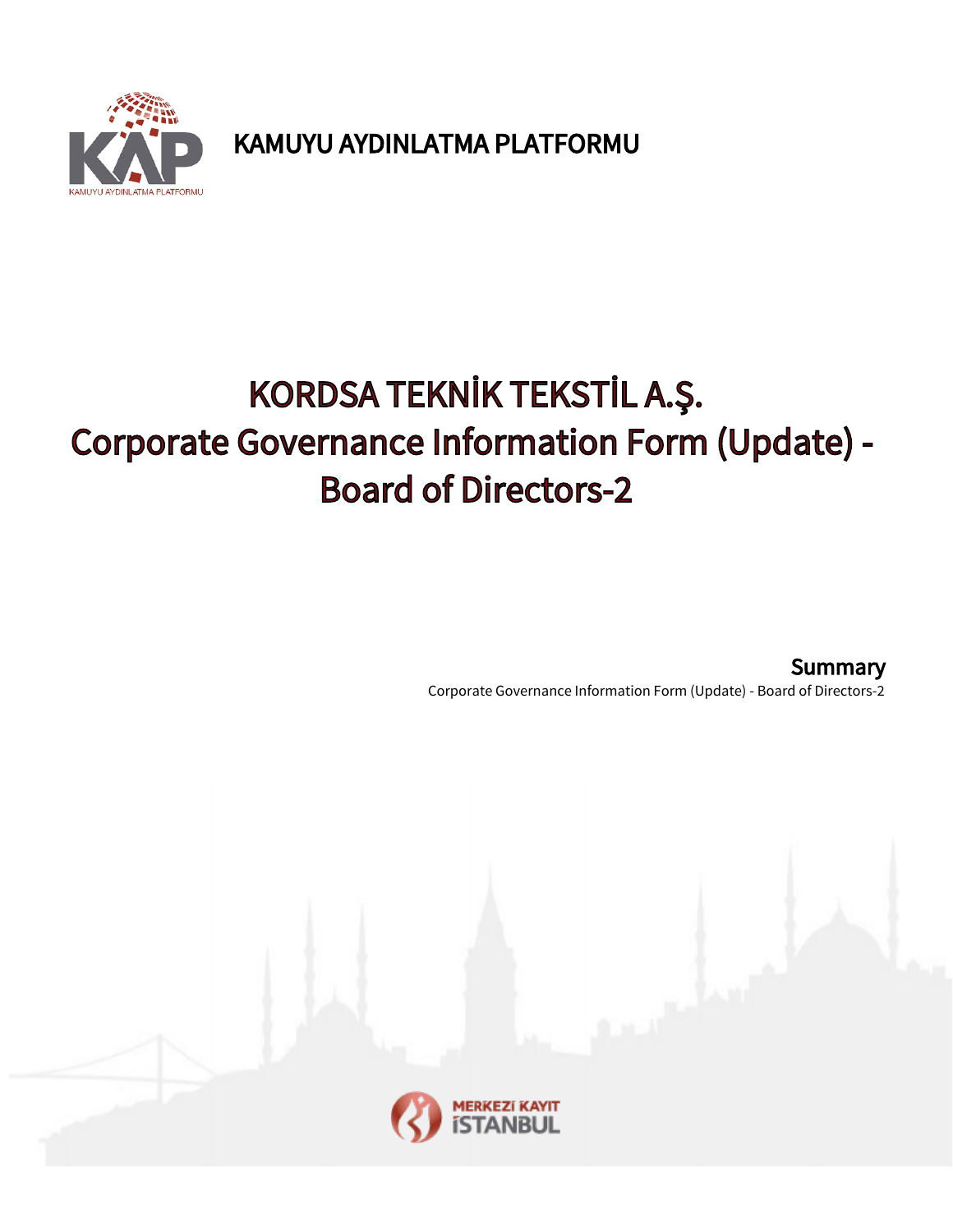KAMUYU AYDINLATMA PLATFORMU

# KORDSA TEKNİK TEKSTİL A.Ş.
# Corporate Governance Information Form (Update) - Board of Directors-2

**Summary**

Corporate Governance Information Form (Update) - Board of Directors-2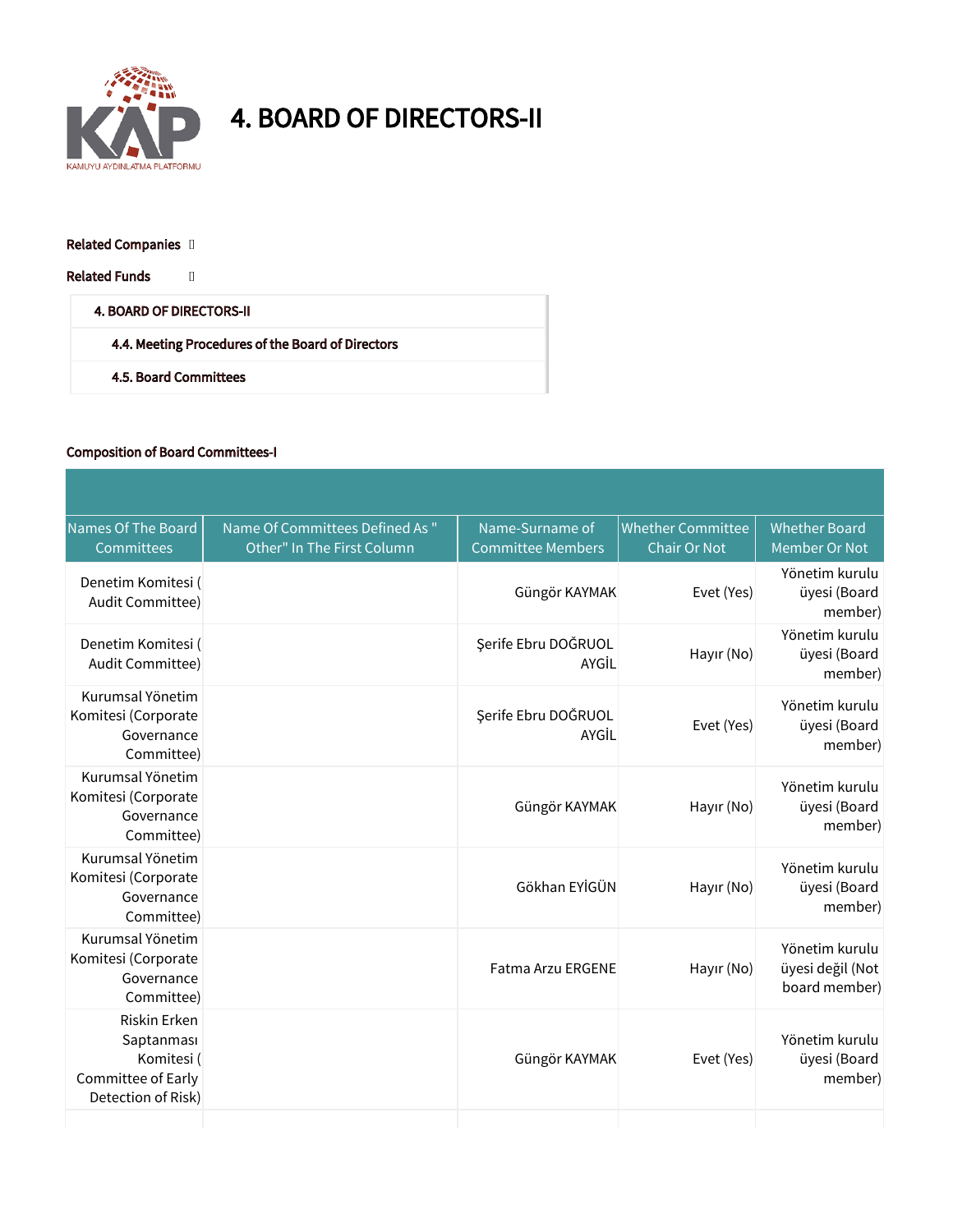# 4. BOARD OF DIRECTORS-II

**Related Companies**

**Related Funds**

- 4. BOARD OF DIRECTORS-II
  - 4.4. Meeting Procedures of the Board of Directors
  - 4.5. Board Committees

**Composition of Board Committees-I**

| Names Of The Board Committees | Name Of Committees Defined As " Other" In The First Column | Name-Surname of Committee Members | Whether Committee Chair Or Not | Whether Board Member Or Not |
|---|---|---|---|---|
| Denetim Komitesi ( Audit Committee) | | Güngör KAYMAK | Evet (Yes) | Yönetim kurulu üyesi (Board member) |
| Denetim Komitesi ( Audit Committee) | | Şerife Ebru DOĞRUOL AYGİL | Hayır (No) | Yönetim kurulu üyesi (Board member) |
| Kurumsal Yönetim Komitesi (Corporate Governance Committee) | | Şerife Ebru DOĞRUOL AYGİL | Evet (Yes) | Yönetim kurulu üyesi (Board member) |
| Kurumsal Yönetim Komitesi (Corporate Governance Committee) | | Güngör KAYMAK | Hayır (No) | Yönetim kurulu üyesi (Board member) |
| Kurumsal Yönetim Komitesi (Corporate Governance Committee) | | Gökhan EYİGÜN | Hayır (No) | Yönetim kurulu üyesi (Board member) |
| Kurumsal Yönetim Komitesi (Corporate Governance Committee) | | Fatma Arzu ERGENE | Hayır (No) | Yönetim kurulu üyesi değil (Not board member) |
| Riskin Erken Saptanması Komitesi ( Committee of Early Detection of Risk) | | Güngör KAYMAK | Evet (Yes) | Yönetim kurulu üyesi (Board member) |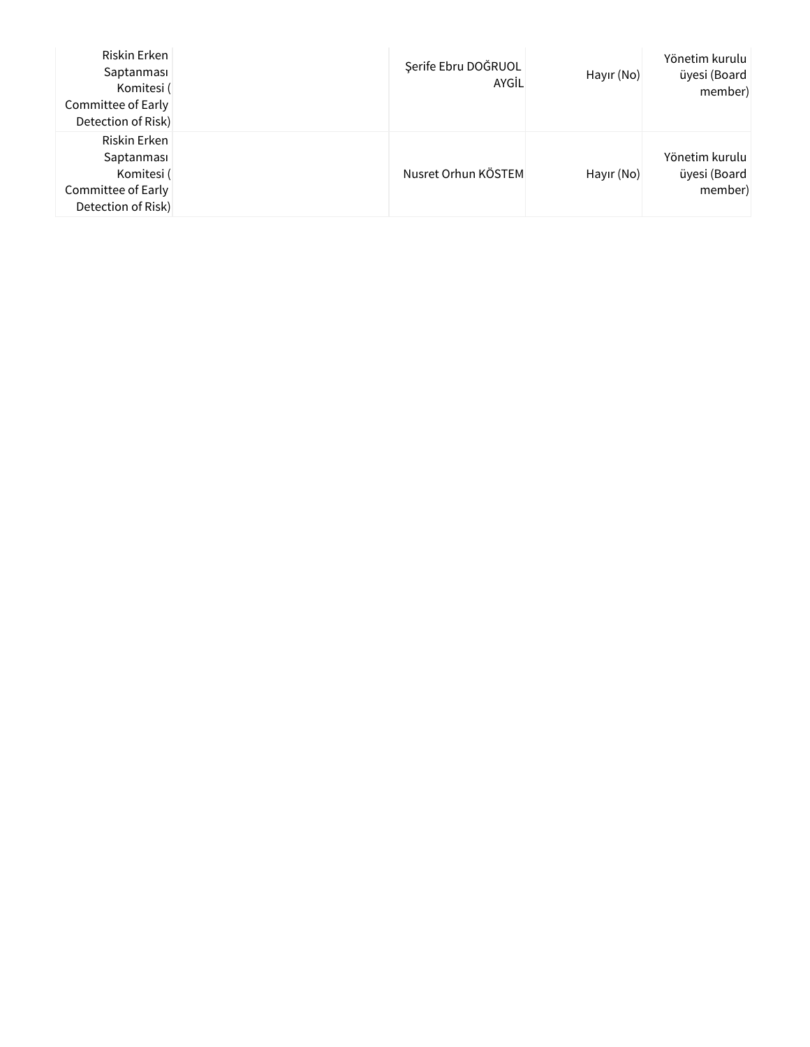| | | | | |
|---|---|---|---|---|
| Riskin Erken Saptanması Komitesi ( Committee of Early Detection of Risk) | | Şerife Ebru DOĞRUOL AYGİL | Hayır (No) | Yönetim kurulu üyesi (Board member) |
| Riskin Erken Saptanması Komitesi ( Committee of Early Detection of Risk) | | Nusret Orhun KÖSTEM | Hayır (No) | Yönetim kurulu üyesi (Board member) |